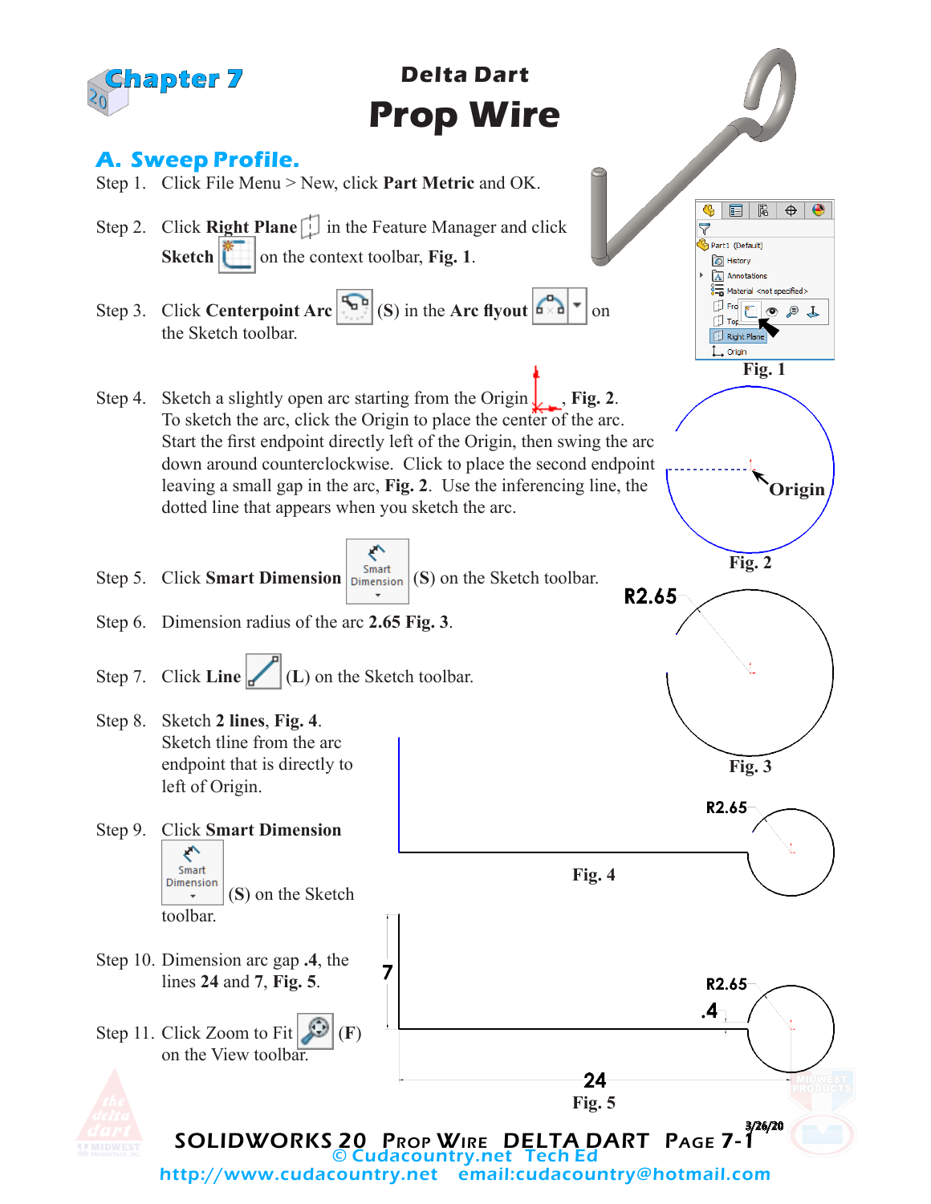# Chapter 7

## Delta Dart

# Prop Wire

## A. Sweep Profile.

Step 1. Click File Menu > New, click **Part Metric** and OK.

Step 2. Click **Right Plane** in the Feature Manager and click **Sketch** on the context toolbar, **Fig. 1**.

Step 3. Click **Centerpoint Arc** (**S**) in the **Arc flyout** on the Sketch toolbar.

Fig. 1

Step 4. Sketch a slightly open arc starting from the Origin, **Fig. 2**. To sketch the arc, click the Origin to place the center of the arc. Start the first endpoint directly left of the Origin, then swing the arc down around counterclockwise. Click to place the second endpoint leaving a small gap in the arc, **Fig. 2**. Use the inferencing line, the dotted line that appears when you sketch the arc.

Origin

Fig. 2

Step 5. Click **Smart Dimension** (**S**) on the Sketch toolbar.

Step 6. Dimension radius of the arc **2.65** **Fig. 3**.

R2.65

Fig. 3

Step 7. Click **Line** (**L**) on the Sketch toolbar.

Step 8. Sketch **2 lines**, **Fig. 4**. Sketch tline from the arc endpoint that is directly to left of Origin.

R2.65

Fig. 4

Step 9. Click **Smart Dimension** (**S**) on the Sketch toolbar.

Step 10. Dimension arc gap **.4**, the lines **24** and **7**, **Fig. 5**.

Step 11. Click Zoom to Fit (**F**) on the View toolbar.

7

R2.65

.4

24

Fig. 5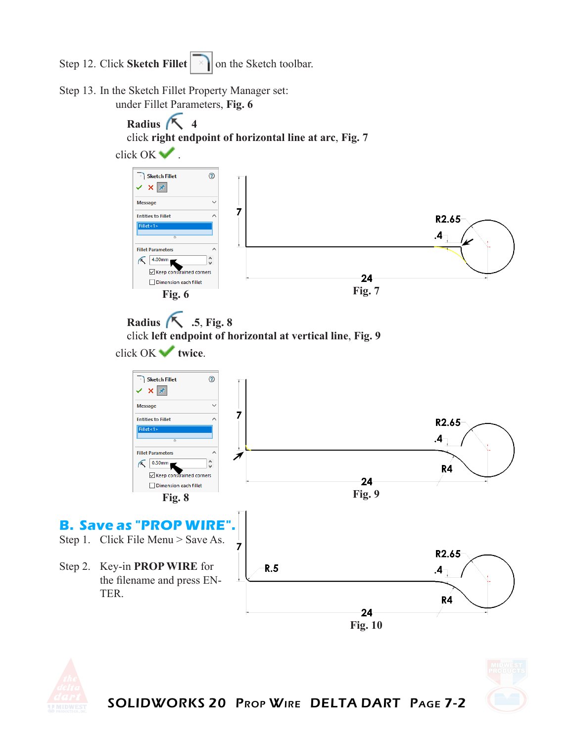Step 12. Click **Sketch Fillet** on the Sketch toolbar.

Step 13. In the Sketch Fillet Property Manager set:

under Fillet Parameters, **Fig. 6**

**Radius** 4

click **right endpoint of horizontal line at arc**, **Fig. 7**

click OK .

Fig. 6

Fig. 7

**Radius** .5, **Fig. 8**

click **left endpoint of horizontal at vertical line**, **Fig. 9**

click OK **twice**.

Fig. 8

Fig. 9

## B. Save as "PROP WIRE".

Step 1. Click File Menu > Save As.

Step 2. Key-in **PROP WIRE** for the filename and press ENTER.

Fig. 10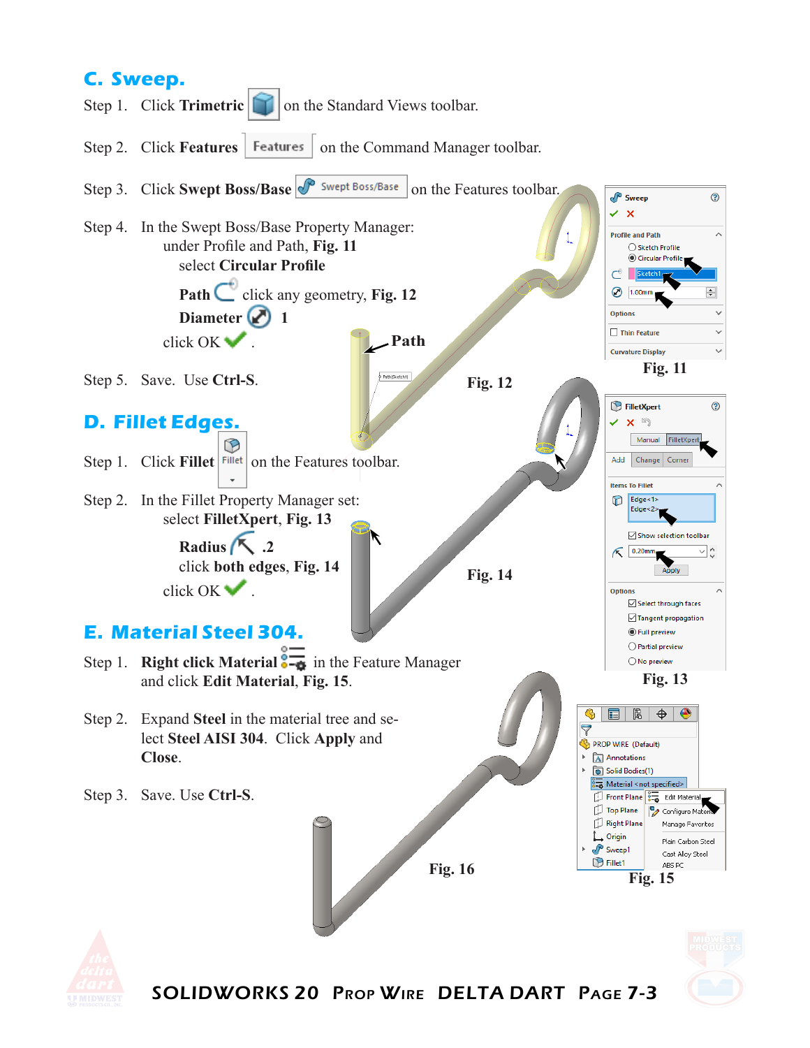## C. Sweep.

Step 1. Click **Trimetric** on the Standard Views toolbar.

Step 2. Click **Features** on the Command Manager toolbar.

Step 3. Click **Swept Boss/Base** on the Features toolbar.

Step 4. In the Swept Boss/Base Property Manager:
under Profile and Path, **Fig. 11**
select **Circular Profile**

**Path** click any geometry, **Fig. 12**

**Diameter** 1

click OK.

Step 5. Save. Use **Ctrl-S**.

Path

Fig. 12

Fig. 11

## D. Fillet Edges.

Step 1. Click **Fillet** on the Features toolbar.

Step 2. In the Fillet Property Manager set:
select **FilletXpert**, **Fig. 13**

**Radius** .2

click **both edges**, **Fig. 14**

click OK.

Fig. 14

Fig. 13

## E. Material Steel 304.

Step 1. **Right click Material** in the Feature Manager and click **Edit Material**, **Fig. 15**.

Step 2. Expand **Steel** in the material tree and select **Steel AISI 304**. Click **Apply** and **Close**.

Step 3. Save. Use **Ctrl-S**.

Fig. 16

Fig. 15